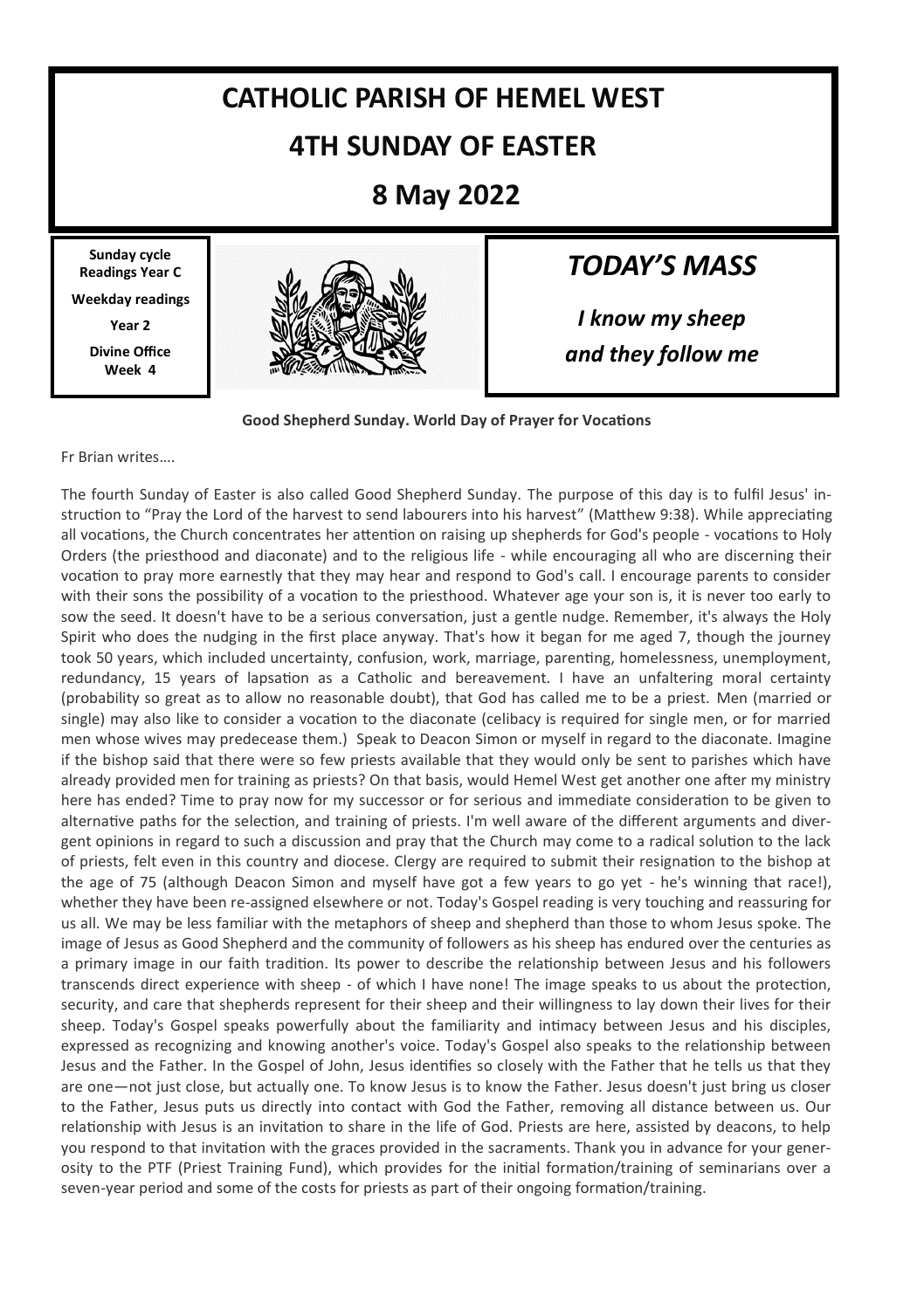# CATHOLIC PARISH OF HEMEL WEST

## 4TH SUNDAY OF EASTER

## 8 May 2022

**Sunday cycle Readings Year C**

**Weekday readings**

**Year 2**

**Divine Office Week 4**

## *TODAY'S MASS*

***I know my sheep and they follow me***

**Good Shepherd Sunday. World Day of Prayer for Vocations**

Fr Brian writes….

The fourth Sunday of Easter is also called Good Shepherd Sunday. The purpose of this day is to fulfil Jesus' instruction to "Pray the Lord of the harvest to send labourers into his harvest" (Matthew 9:38). While appreciating all vocations, the Church concentrates her attention on raising up shepherds for God's people - vocations to Holy Orders (the priesthood and diaconate) and to the religious life - while encouraging all who are discerning their vocation to pray more earnestly that they may hear and respond to God's call. I encourage parents to consider with their sons the possibility of a vocation to the priesthood. Whatever age your son is, it is never too early to sow the seed. It doesn't have to be a serious conversation, just a gentle nudge. Remember, it's always the Holy Spirit who does the nudging in the first place anyway. That's how it began for me aged 7, though the journey took 50 years, which included uncertainty, confusion, work, marriage, parenting, homelessness, unemployment, redundancy, 15 years of lapsation as a Catholic and bereavement. I have an unfaltering moral certainty (probability so great as to allow no reasonable doubt), that God has called me to be a priest. Men (married or single) may also like to consider a vocation to the diaconate (celibacy is required for single men, or for married men whose wives may predecease them.) Speak to Deacon Simon or myself in regard to the diaconate. Imagine if the bishop said that there were so few priests available that they would only be sent to parishes which have already provided men for training as priests? On that basis, would Hemel West get another one after my ministry here has ended? Time to pray now for my successor or for serious and immediate consideration to be given to alternative paths for the selection, and training of priests. I'm well aware of the different arguments and divergent opinions in regard to such a discussion and pray that the Church may come to a radical solution to the lack of priests, felt even in this country and diocese. Clergy are required to submit their resignation to the bishop at the age of 75 (although Deacon Simon and myself have got a few years to go yet - he's winning that race!), whether they have been re-assigned elsewhere or not. Today's Gospel reading is very touching and reassuring for us all. We may be less familiar with the metaphors of sheep and shepherd than those to whom Jesus spoke. The image of Jesus as Good Shepherd and the community of followers as his sheep has endured over the centuries as a primary image in our faith tradition. Its power to describe the relationship between Jesus and his followers transcends direct experience with sheep - of which I have none! The image speaks to us about the protection, security, and care that shepherds represent for their sheep and their willingness to lay down their lives for their sheep. Today's Gospel speaks powerfully about the familiarity and intimacy between Jesus and his disciples, expressed as recognizing and knowing another's voice. Today's Gospel also speaks to the relationship between Jesus and the Father. In the Gospel of John, Jesus identifies so closely with the Father that he tells us that they are one—not just close, but actually one. To know Jesus is to know the Father. Jesus doesn't just bring us closer to the Father, Jesus puts us directly into contact with God the Father, removing all distance between us. Our relationship with Jesus is an invitation to share in the life of God. Priests are here, assisted by deacons, to help you respond to that invitation with the graces provided in the sacraments. Thank you in advance for your generosity to the PTF (Priest Training Fund), which provides for the initial formation/training of seminarians over a seven-year period and some of the costs for priests as part of their ongoing formation/training.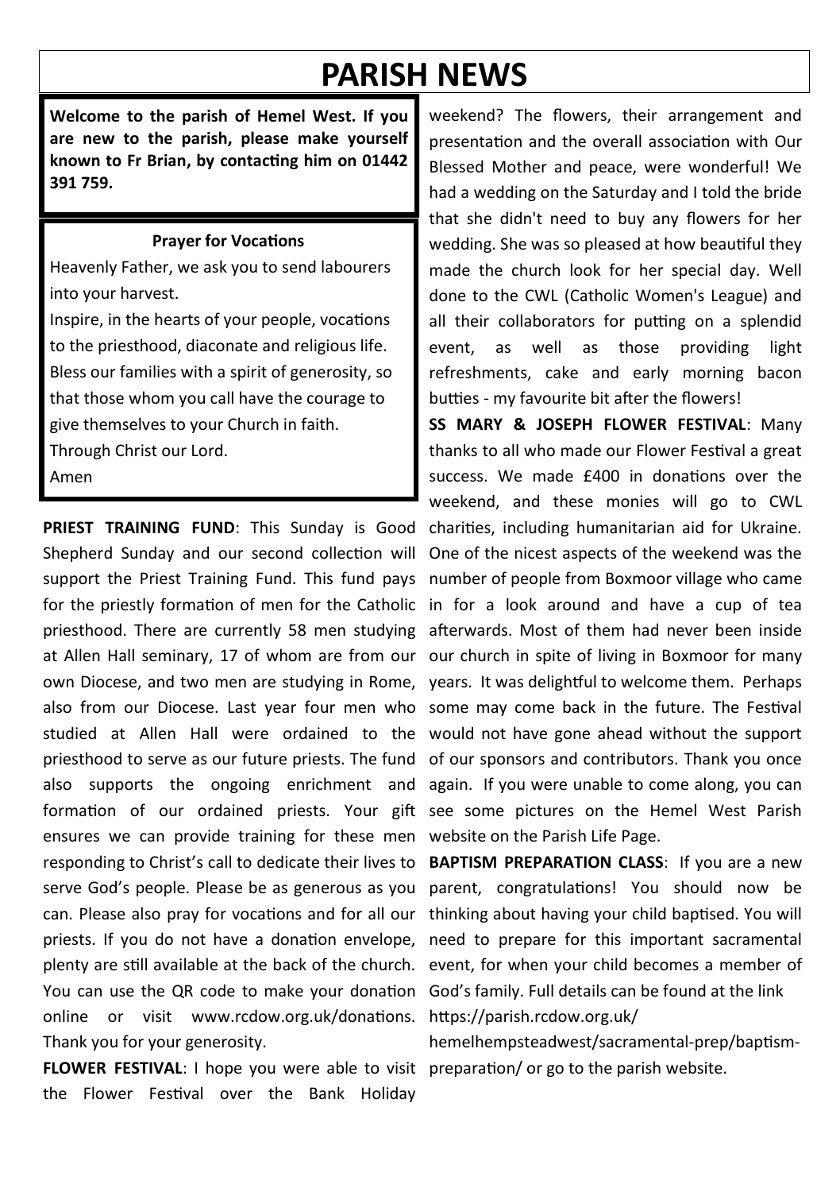# PARISH NEWS

**Welcome to the parish of Hemel West. If you are new to the parish, please make yourself known to Fr Brian, by contacting him on 01442 391 759.**

**Prayer for Vocations**

Heavenly Father, we ask you to send labourers into your harvest.
Inspire, in the hearts of your people, vocations to the priesthood, diaconate and religious life.
Bless our families with a spirit of generosity, so that those whom you call have the courage to give themselves to your Church in faith.
Through Christ our Lord.
Amen

**PRIEST TRAINING FUND**: This Sunday is Good Shepherd Sunday and our second collection will support the Priest Training Fund. This fund pays for the priestly formation of men for the Catholic priesthood. There are currently 58 men studying at Allen Hall seminary, 17 of whom are from our own Diocese, and two men are studying in Rome, also from our Diocese. Last year four men who studied at Allen Hall were ordained to the priesthood to serve as our future priests. The fund also supports the ongoing enrichment and formation of our ordained priests. Your gift ensures we can provide training for these men responding to Christ's call to dedicate their lives to serve God's people. Please be as generous as you can. Please also pray for vocations and for all our priests. If you do not have a donation envelope, plenty are still available at the back of the church. You can use the QR code to make your donation online or visit www.rcdow.org.uk/donations. Thank you for your generosity.

**FLOWER FESTIVAL**: I hope you were able to visit the Flower Festival over the Bank Holiday weekend? The flowers, their arrangement and presentation and the overall association with Our Blessed Mother and peace, were wonderful! We had a wedding on the Saturday and I told the bride that she didn't need to buy any flowers for her wedding. She was so pleased at how beautiful they made the church look for her special day. Well done to the CWL (Catholic Women's League) and all their collaborators for putting on a splendid event, as well as those providing light refreshments, cake and early morning bacon butties - my favourite bit after the flowers!

**SS MARY & JOSEPH FLOWER FESTIVAL**: Many thanks to all who made our Flower Festival a great success. We made £400 in donations over the weekend, and these monies will go to CWL charities, including humanitarian aid for Ukraine. One of the nicest aspects of the weekend was the number of people from Boxmoor village who came in for a look around and have a cup of tea afterwards. Most of them had never been inside our church in spite of living in Boxmoor for many years. It was delightful to welcome them. Perhaps some may come back in the future. The Festival would not have gone ahead without the support of our sponsors and contributors. Thank you once again. If you were unable to come along, you can see some pictures on the Hemel West Parish website on the Parish Life Page.

**BAPTISM PREPARATION CLASS**: If you are a new parent, congratulations! You should now be thinking about having your child baptised. You will need to prepare for this important sacramental event, for when your child becomes a member of God's family. Full details can be found at the link https://parish.rcdow.org.uk/hemelhempsteadwest/sacramental-prep/baptism-preparation/ or go to the parish website.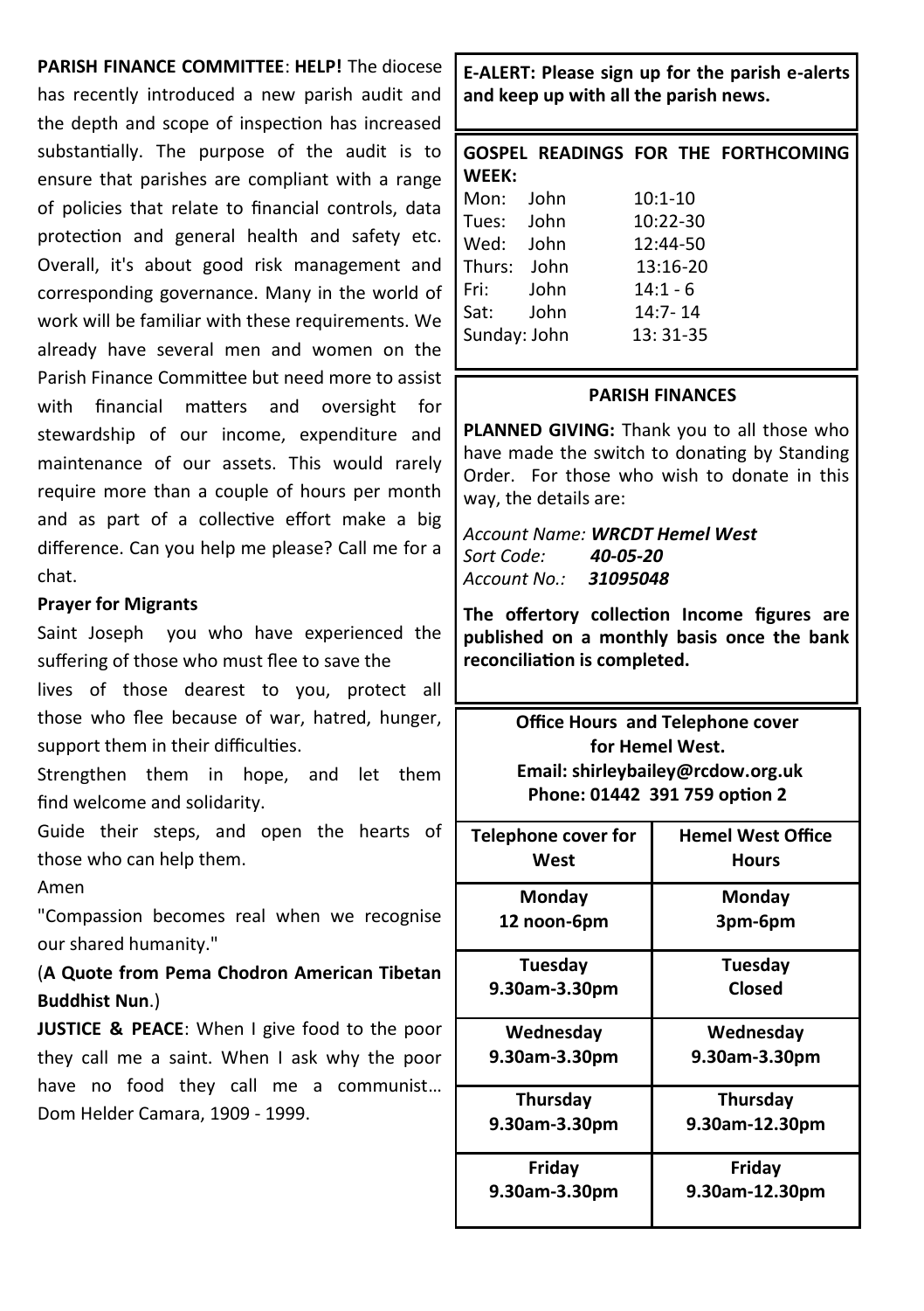**PARISH FINANCE COMMITTEE**: **HELP!** The diocese has recently introduced a new parish audit and the depth and scope of inspection has increased substantially. The purpose of the audit is to ensure that parishes are compliant with a range of policies that relate to financial controls, data protection and general health and safety etc. Overall, it's about good risk management and corresponding governance. Many in the world of work will be familiar with these requirements. We already have several men and women on the Parish Finance Committee but need more to assist with financial matters and oversight for stewardship of our income, expenditure and maintenance of our assets. This would rarely require more than a couple of hours per month and as part of a collective effort make a big difference. Can you help me please? Call me for a chat.

**Prayer for Migrants**

Saint Joseph you who have experienced the suffering of those who must flee to save the lives of those dearest to you, protect all those who flee because of war, hatred, hunger, support them in their difficulties.

Strengthen them in hope, and let them find welcome and solidarity.

Guide their steps, and open the hearts of those who can help them.

Amen

"Compassion becomes real when we recognise our shared humanity."

(**A Quote from Pema Chodron American Tibetan Buddhist Nun**.)

**JUSTICE & PEACE**: When I give food to the poor they call me a saint. When I ask why the poor have no food they call me a communist… Dom Helder Camara, 1909 - 1999.

**E-ALERT: Please sign up for the parish e-alerts and keep up with all the parish news.**

**GOSPEL READINGS FOR THE FORTHCOMING WEEK:**

Mon: John 10:1-10
Tues: John 10:22-30
Wed: John 12:44-50
Thurs: John 13:16-20
Fri: John 14:1 - 6
Sat: John 14:7- 14
Sunday: John 13: 31-35

**PARISH FINANCES**

**PLANNED GIVING:** Thank you to all those who have made the switch to donating by Standing Order. For those who wish to donate in this way, the details are:

*Account Name:* ***WRCDT Hemel West***
*Sort Code:* ***40-05-20***
*Account No.:* ***31095048***

**The offertory collection Income figures are published on a monthly basis once the bank reconciliation is completed.**

**Office Hours and Telephone cover for Hemel West.**
**Email: shirleybailey@rcdow.org.uk**
**Phone: 01442 391 759 option 2**

| Telephone cover for West | Hemel West Office Hours |
|---|---|
| Monday 12 noon-6pm | Monday 3pm-6pm |
| Tuesday 9.30am-3.30pm | Tuesday Closed |
| Wednesday 9.30am-3.30pm | Wednesday 9.30am-3.30pm |
| Thursday 9.30am-3.30pm | Thursday 9.30am-12.30pm |
| Friday 9.30am-3.30pm | Friday 9.30am-12.30pm |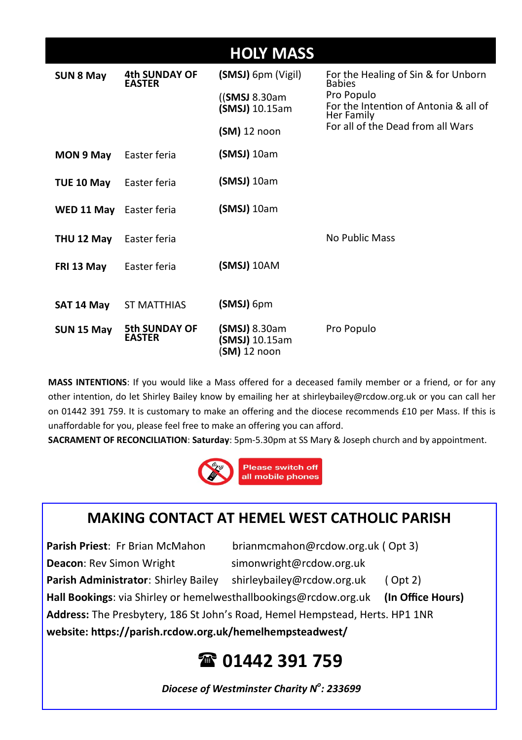# HOLY MASS

| | | | |
|---|---|---|---|
| **SUN 8 May** | **4th SUNDAY OF EASTER** | **(SMSJ)** 6pm (Vigil) | For the Healing of Sin & for Unborn Babies |
| | | ((**SMSJ** 8.30am | Pro Populo |
| | | **(SMSJ)** 10.15am | For the Intention of Antonia & all of Her Family |
| | | **(SM)** 12 noon | For all of the Dead from all Wars |
| **MON 9 May** | Easter feria | **(SMSJ)** 10am | |
| **TUE 10 May** | Easter feria | **(SMSJ)** 10am | |
| **WED 11 May** | Easter feria | **(SMSJ)** 10am | |
| **THU 12 May** | Easter feria | | No Public Mass |
| **FRI 13 May** | Easter feria | **(SMSJ)** 10AM | |
| **SAT 14 May** | ST MATTHIAS | **(SMSJ)** 6pm | |
| **SUN 15 May** | **5th SUNDAY OF EASTER** | **(SMSJ)** 8.30am<br>**(SMSJ)** 10.15am<br>(**SM)** 12 noon | Pro Populo |

**MASS INTENTIONS**: If you would like a Mass offered for a deceased family member or a friend, or for any other intention, do let Shirley Bailey know by emailing her at shirleybailey@rcdow.org.uk or you can call her on 01442 391 759. It is customary to make an offering and the diocese recommends £10 per Mass. If this is unaffordable for you, please feel free to make an offering you can afford.

**SACRAMENT OF RECONCILIATION**: **Saturday**: 5pm-5.30pm at SS Mary & Joseph church and by appointment.

Please switch off all mobile phones

## MAKING CONTACT AT HEMEL WEST CATHOLIC PARISH

**Parish Priest**: Fr Brian McMahon brianmcmahon@rcdow.org.uk ( Opt 3)

**Deacon**: Rev Simon Wright simonwright@rcdow.org.uk

**Parish Administrator**: Shirley Bailey shirleybailey@rcdow.org.uk ( Opt 2)

**Hall Bookings**: via Shirley or hemelwesthallbookings@rcdow.org.uk **(In Office Hours)**

**Address:** The Presbytery, 186 St John's Road, Hemel Hempstead, Herts. HP1 1NR

**website: https://parish.rcdow.org.uk/hemelhempsteadwest/**

# ☎ 01442 391 759

***Diocese of Westminster Charity N$^{o}$: 233699***